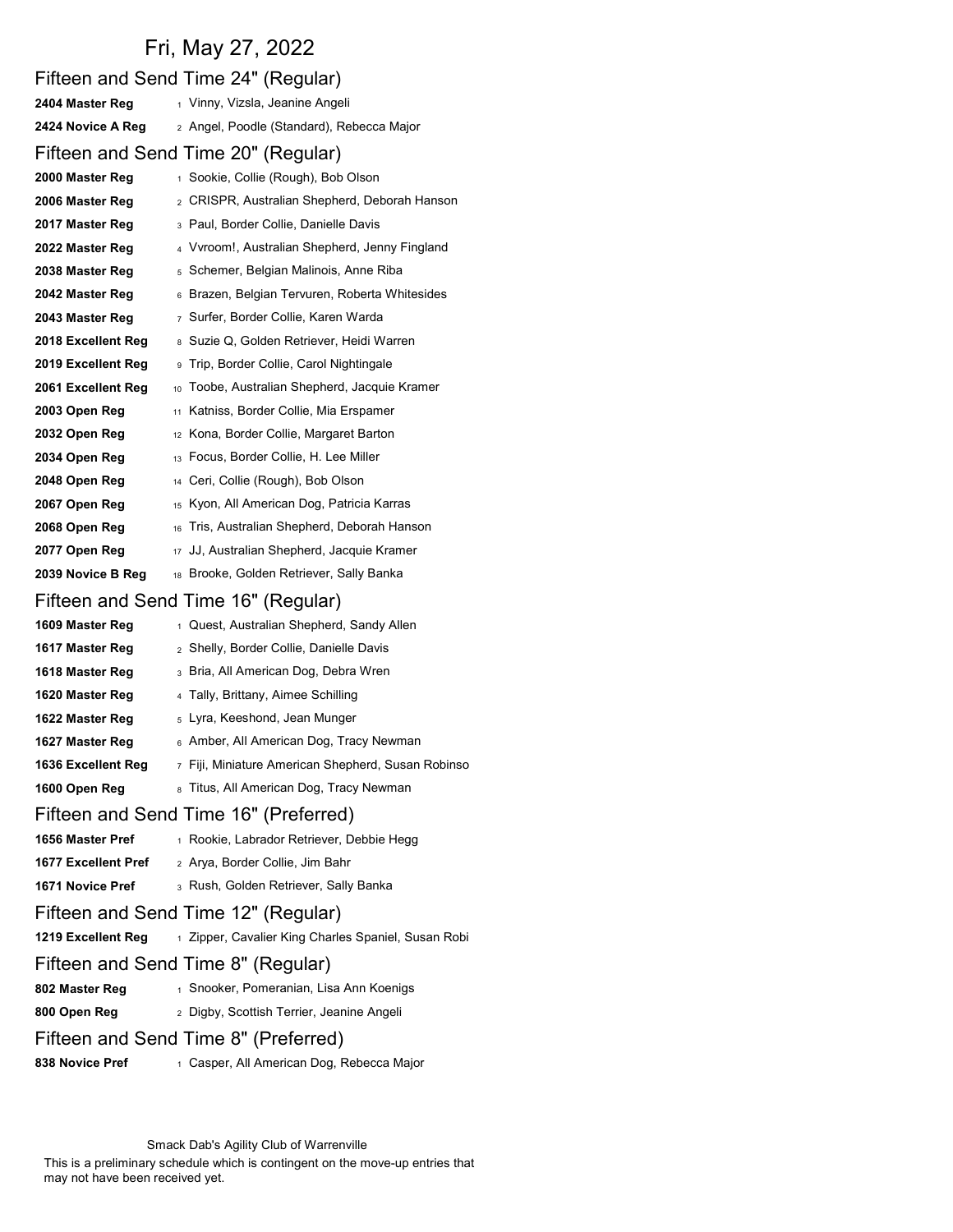# Fri, May 27, 2022

## Fifteen and Send Time 24" (Regular)

| | | |
|---|---|---|
| **2404 Master Reg** | 1 | Vinny, Vizsla, Jeanine Angeli |
| **2424 Novice A Reg** | 2 | Angel, Poodle (Standard), Rebecca Major |

## Fifteen and Send Time 20" (Regular)

| | | |
|---|---|---|
| **2000 Master Reg** | 1 | Sookie, Collie (Rough), Bob Olson |
| **2006 Master Reg** | 2 | CRISPR, Australian Shepherd, Deborah Hanson |
| **2017 Master Reg** | 3 | Paul, Border Collie, Danielle Davis |
| **2022 Master Reg** | 4 | Vvroom!, Australian Shepherd, Jenny Fingland |
| **2038 Master Reg** | 5 | Schemer, Belgian Malinois, Anne Riba |
| **2042 Master Reg** | 6 | Brazen, Belgian Tervuren, Roberta Whitesides |
| **2043 Master Reg** | 7 | Surfer, Border Collie, Karen Warda |
| **2018 Excellent Reg** | 8 | Suzie Q, Golden Retriever, Heidi Warren |
| **2019 Excellent Reg** | 9 | Trip, Border Collie, Carol Nightingale |
| **2061 Excellent Reg** | 10 | Toobe, Australian Shepherd, Jacquie Kramer |
| **2003 Open Reg** | 11 | Katniss, Border Collie, Mia Erspamer |
| **2032 Open Reg** | 12 | Kona, Border Collie, Margaret Barton |
| **2034 Open Reg** | 13 | Focus, Border Collie, H. Lee Miller |
| **2048 Open Reg** | 14 | Ceri, Collie (Rough), Bob Olson |
| **2067 Open Reg** | 15 | Kyon, All American Dog, Patricia Karras |
| **2068 Open Reg** | 16 | Tris, Australian Shepherd, Deborah Hanson |
| **2077 Open Reg** | 17 | JJ, Australian Shepherd, Jacquie Kramer |
| **2039 Novice B Reg** | 18 | Brooke, Golden Retriever, Sally Banka |

## Fifteen and Send Time 16" (Regular)

| | | |
|---|---|---|
| **1609 Master Reg** | 1 | Quest, Australian Shepherd, Sandy Allen |
| **1617 Master Reg** | 2 | Shelly, Border Collie, Danielle Davis |
| **1618 Master Reg** | 3 | Bria, All American Dog, Debra Wren |
| **1620 Master Reg** | 4 | Tally, Brittany, Aimee Schilling |
| **1622 Master Reg** | 5 | Lyra, Keeshond, Jean Munger |
| **1627 Master Reg** | 6 | Amber, All American Dog, Tracy Newman |
| **1636 Excellent Reg** | 7 | Fiji, Miniature American Shepherd, Susan Robinso |
| **1600 Open Reg** | 8 | Titus, All American Dog, Tracy Newman |

## Fifteen and Send Time 16" (Preferred)

| | | |
|---|---|---|
| **1656 Master Pref** | 1 | Rookie, Labrador Retriever, Debbie Hegg |
| **1677 Excellent Pref** | 2 | Arya, Border Collie, Jim Bahr |
| **1671 Novice Pref** | 3 | Rush, Golden Retriever, Sally Banka |

## Fifteen and Send Time 12" (Regular)

| | | |
|---|---|---|
| **1219 Excellent Reg** | 1 | Zipper, Cavalier King Charles Spaniel, Susan Robi |

## Fifteen and Send Time 8" (Regular)

| | | |
|---|---|---|
| **802 Master Reg** | 1 | Snooker, Pomeranian, Lisa Ann Koenigs |
| **800 Open Reg** | 2 | Digby, Scottish Terrier, Jeanine Angeli |

## Fifteen and Send Time 8" (Preferred)

| | | |
|---|---|---|
| **838 Novice Pref** | 1 | Casper, All American Dog, Rebecca Major |

Smack Dab's Agility Club of Warrenville

This is a preliminary schedule which is contingent on the move-up entries that may not have been received yet.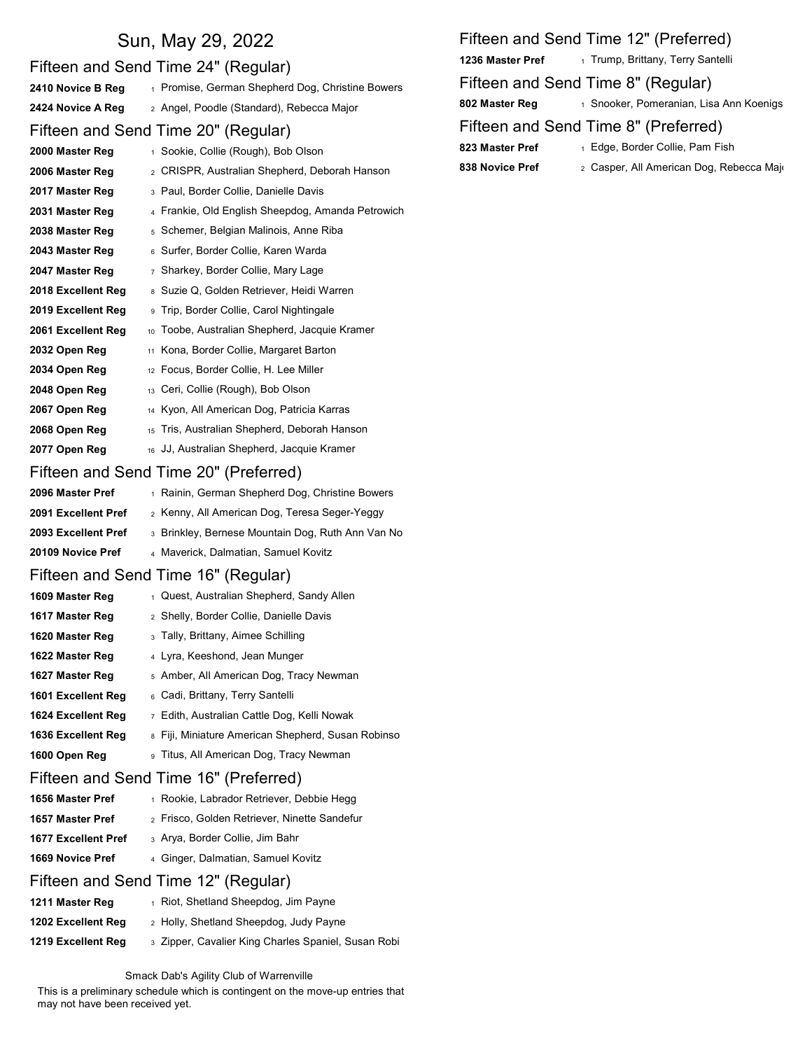# Sun, May 29, 2022

## Fifteen and Send Time 24" (Regular)

| | | |
|---|---|---|
| **2410 Novice B Reg** | 1 | Promise, German Shepherd Dog, Christine Bowers |
| **2424 Novice A Reg** | 2 | Angel, Poodle (Standard), Rebecca Major |

## Fifteen and Send Time 20" (Regular)

| | | |
|---|---|---|
| **2000 Master Reg** | 1 | Sookie, Collie (Rough), Bob Olson |
| **2006 Master Reg** | 2 | CRISPR, Australian Shepherd, Deborah Hanson |
| **2017 Master Reg** | 3 | Paul, Border Collie, Danielle Davis |
| **2031 Master Reg** | 4 | Frankie, Old English Sheepdog, Amanda Petrowich |
| **2038 Master Reg** | 5 | Schemer, Belgian Malinois, Anne Riba |
| **2043 Master Reg** | 6 | Surfer, Border Collie, Karen Warda |
| **2047 Master Reg** | 7 | Sharkey, Border Collie, Mary Lage |
| **2018 Excellent Reg** | 8 | Suzie Q, Golden Retriever, Heidi Warren |
| **2019 Excellent Reg** | 9 | Trip, Border Collie, Carol Nightingale |
| **2061 Excellent Reg** | 10 | Toobe, Australian Shepherd, Jacquie Kramer |
| **2032 Open Reg** | 11 | Kona, Border Collie, Margaret Barton |
| **2034 Open Reg** | 12 | Focus, Border Collie, H. Lee Miller |
| **2048 Open Reg** | 13 | Ceri, Collie (Rough), Bob Olson |
| **2067 Open Reg** | 14 | Kyon, All American Dog, Patricia Karras |
| **2068 Open Reg** | 15 | Tris, Australian Shepherd, Deborah Hanson |
| **2077 Open Reg** | 16 | JJ, Australian Shepherd, Jacquie Kramer |

## Fifteen and Send Time 20" (Preferred)

| | | |
|---|---|---|
| **2096 Master Pref** | 1 | Rainin, German Shepherd Dog, Christine Bowers |
| **2091 Excellent Pref** | 2 | Kenny, All American Dog, Teresa Seger-Yeggy |
| **2093 Excellent Pref** | 3 | Brinkley, Bernese Mountain Dog, Ruth Ann Van No |
| **20109 Novice Pref** | 4 | Maverick, Dalmatian, Samuel Kovitz |

## Fifteen and Send Time 16" (Regular)

| | | |
|---|---|---|
| **1609 Master Reg** | 1 | Quest, Australian Shepherd, Sandy Allen |
| **1617 Master Reg** | 2 | Shelly, Border Collie, Danielle Davis |
| **1620 Master Reg** | 3 | Tally, Brittany, Aimee Schilling |
| **1622 Master Reg** | 4 | Lyra, Keeshond, Jean Munger |
| **1627 Master Reg** | 5 | Amber, All American Dog, Tracy Newman |
| **1601 Excellent Reg** | 6 | Cadi, Brittany, Terry Santelli |
| **1624 Excellent Reg** | 7 | Edith, Australian Cattle Dog, Kelli Nowak |
| **1636 Excellent Reg** | 8 | Fiji, Miniature American Shepherd, Susan Robinso |
| **1600 Open Reg** | 9 | Titus, All American Dog, Tracy Newman |

## Fifteen and Send Time 16" (Preferred)

| | | |
|---|---|---|
| **1656 Master Pref** | 1 | Rookie, Labrador Retriever, Debbie Hegg |
| **1657 Master Pref** | 2 | Frisco, Golden Retriever, Ninette Sandefur |
| **1677 Excellent Pref** | 3 | Arya, Border Collie, Jim Bahr |
| **1669 Novice Pref** | 4 | Ginger, Dalmatian, Samuel Kovitz |

## Fifteen and Send Time 12" (Regular)

| | | |
|---|---|---|
| **1211 Master Reg** | 1 | Riot, Shetland Sheepdog, Jim Payne |
| **1202 Excellent Reg** | 2 | Holly, Shetland Sheepdog, Judy Payne |
| **1219 Excellent Reg** | 3 | Zipper, Cavalier King Charles Spaniel, Susan Robi |

## Fifteen and Send Time 12" (Preferred)

| | | |
|---|---|---|
| **1236 Master Pref** | 1 | Trump, Brittany, Terry Santelli |

## Fifteen and Send Time 8" (Regular)

| | | |
|---|---|---|
| **802 Master Reg** | 1 | Snooker, Pomeranian, Lisa Ann Koenigs |

## Fifteen and Send Time 8" (Preferred)

| | | |
|---|---|---|
| **823 Master Pref** | 1 | Edge, Border Collie, Pam Fish |
| **838 Novice Pref** | 2 | Casper, All American Dog, Rebecca Majo |

Smack Dab's Agility Club of Warrenville

This is a preliminary schedule which is contingent on the move-up entries that may not have been received yet.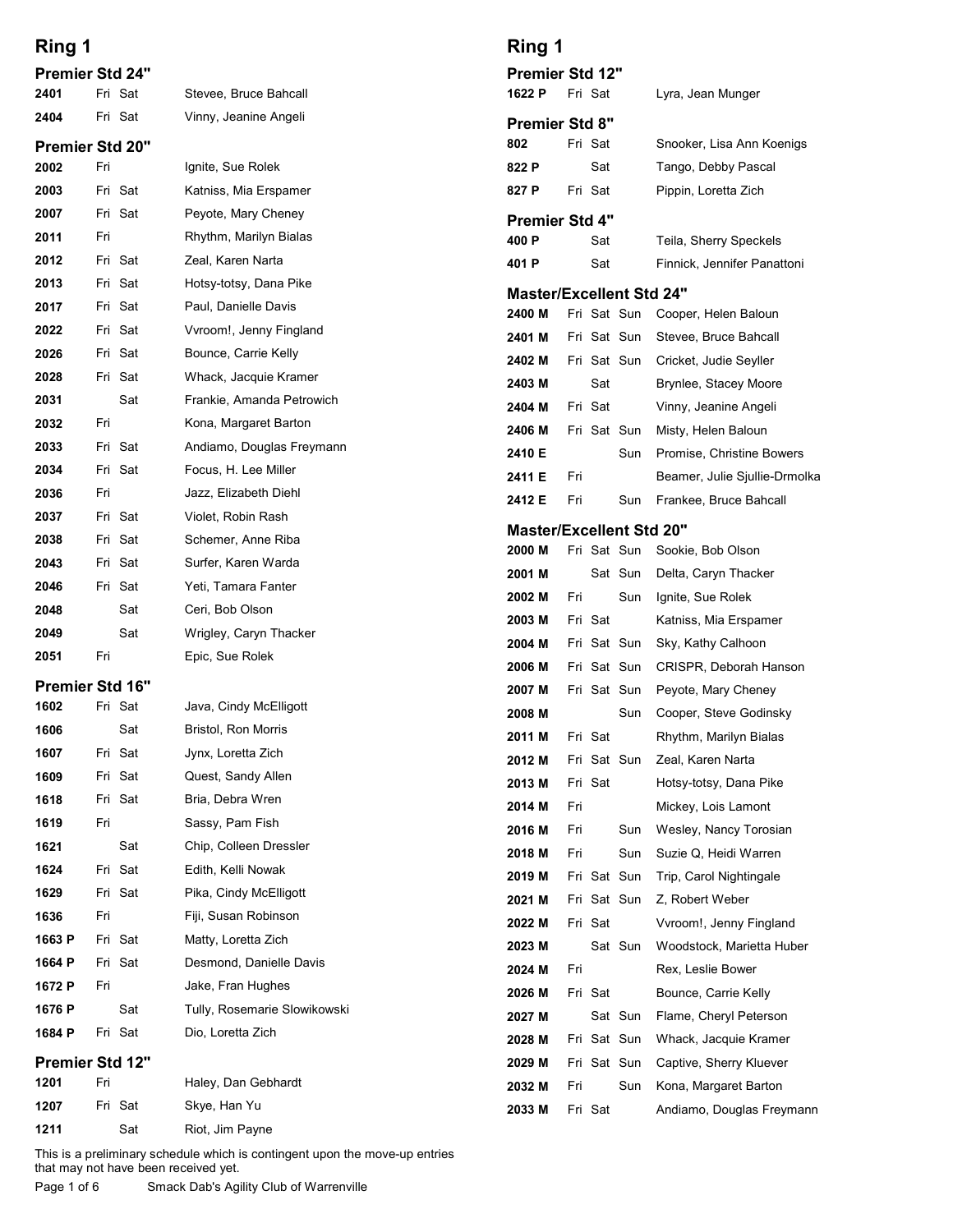## Ring 1

### Premier Std 24"

| | | | | |
|---|---|---|---|---|
| 2401 | Fri | Sat | | Stevee, Bruce Bahcall |
| 2404 | Fri | Sat | | Vinny, Jeanine Angeli |

### Premier Std 20"

| | | | | |
|---|---|---|---|---|
| 2002 | Fri | | | Ignite, Sue Rolek |
| 2003 | Fri | Sat | | Katniss, Mia Erspamer |
| 2007 | Fri | Sat | | Peyote, Mary Cheney |
| 2011 | Fri | | | Rhythm, Marilyn Bialas |
| 2012 | Fri | Sat | | Zeal, Karen Narta |
| 2013 | Fri | Sat | | Hotsy-totsy, Dana Pike |
| 2017 | Fri | Sat | | Paul, Danielle Davis |
| 2022 | Fri | Sat | | Vvroom!, Jenny Fingland |
| 2026 | Fri | Sat | | Bounce, Carrie Kelly |
| 2028 | Fri | Sat | | Whack, Jacquie Kramer |
| 2031 | | Sat | | Frankie, Amanda Petrowich |
| 2032 | Fri | | | Kona, Margaret Barton |
| 2033 | Fri | Sat | | Andiamo, Douglas Freymann |
| 2034 | Fri | Sat | | Focus, H. Lee Miller |
| 2036 | Fri | | | Jazz, Elizabeth Diehl |
| 2037 | Fri | Sat | | Violet, Robin Rash |
| 2038 | Fri | Sat | | Schemer, Anne Riba |
| 2043 | Fri | Sat | | Surfer, Karen Warda |
| 2046 | Fri | Sat | | Yeti, Tamara Fanter |
| 2048 | | Sat | | Ceri, Bob Olson |
| 2049 | | Sat | | Wrigley, Caryn Thacker |
| 2051 | Fri | | | Epic, Sue Rolek |

### Premier Std 16"

| | | | | |
|---|---|---|---|---|
| 1602 | Fri | Sat | | Java, Cindy McElligott |
| 1606 | | Sat | | Bristol, Ron Morris |
| 1607 | Fri | Sat | | Jynx, Loretta Zich |
| 1609 | Fri | Sat | | Quest, Sandy Allen |
| 1618 | Fri | Sat | | Bria, Debra Wren |
| 1619 | Fri | | | Sassy, Pam Fish |
| 1621 | | Sat | | Chip, Colleen Dressler |
| 1624 | Fri | Sat | | Edith, Kelli Nowak |
| 1629 | Fri | Sat | | Pika, Cindy McElligott |
| 1636 | Fri | | | Fiji, Susan Robinson |
| 1663 P | Fri | Sat | | Matty, Loretta Zich |
| 1664 P | Fri | Sat | | Desmond, Danielle Davis |
| 1672 P | Fri | | | Jake, Fran Hughes |
| 1676 P | | Sat | | Tully, Rosemarie Slowikowski |
| 1684 P | Fri | Sat | | Dio, Loretta Zich |

### Premier Std 12"

| | | | | |
|---|---|---|---|---|
| 1201 | Fri | | | Haley, Dan Gebhardt |
| 1207 | Fri | Sat | | Skye, Han Yu |
| 1211 | | Sat | | Riot, Jim Payne |

This is a preliminary schedule which is contingent upon the move-up entries that may not have been received yet.

## Ring 1

### Premier Std 12"

| | | | | |
|---|---|---|---|---|
| 1622 P | Fri | Sat | | Lyra, Jean Munger |

### Premier Std 8"

| | | | | |
|---|---|---|---|---|
| 802 | Fri | Sat | | Snooker, Lisa Ann Koenigs |
| 822 P | | Sat | | Tango, Debby Pascal |
| 827 P | Fri | Sat | | Pippin, Loretta Zich |

### Premier Std 4"

| | | | | |
|---|---|---|---|---|
| 400 P | | Sat | | Teila, Sherry Speckels |
| 401 P | | Sat | | Finnick, Jennifer Panattoni |

### Master/Excellent Std 24"

| | | | | |
|---|---|---|---|---|
| 2400 M | Fri | Sat | Sun | Cooper, Helen Baloun |
| 2401 M | Fri | Sat | Sun | Stevee, Bruce Bahcall |
| 2402 M | Fri | Sat | Sun | Cricket, Judie Seyller |
| 2403 M | | Sat | | Brynlee, Stacey Moore |
| 2404 M | Fri | Sat | | Vinny, Jeanine Angeli |
| 2406 M | Fri | Sat | Sun | Misty, Helen Baloun |
| 2410 E | | | Sun | Promise, Christine Bowers |
| 2411 E | Fri | | | Beamer, Julie Sjullie-Drmolka |
| 2412 E | Fri | | Sun | Frankee, Bruce Bahcall |

### Master/Excellent Std 20"

| | | | | |
|---|---|---|---|---|
| 2000 M | Fri | Sat | Sun | Sookie, Bob Olson |
| 2001 M | | Sat | Sun | Delta, Caryn Thacker |
| 2002 M | Fri | | Sun | Ignite, Sue Rolek |
| 2003 M | Fri | Sat | | Katniss, Mia Erspamer |
| 2004 M | Fri | Sat | Sun | Sky, Kathy Calhoon |
| 2006 M | Fri | Sat | Sun | CRISPR, Deborah Hanson |
| 2007 M | Fri | Sat | Sun | Peyote, Mary Cheney |
| 2008 M | | | Sun | Cooper, Steve Godinsky |
| 2011 M | Fri | Sat | | Rhythm, Marilyn Bialas |
| 2012 M | Fri | Sat | Sun | Zeal, Karen Narta |
| 2013 M | Fri | Sat | | Hotsy-totsy, Dana Pike |
| 2014 M | Fri | | | Mickey, Lois Lamont |
| 2016 M | Fri | | Sun | Wesley, Nancy Torosian |
| 2018 M | Fri | | Sun | Suzie Q, Heidi Warren |
| 2019 M | Fri | Sat | Sun | Trip, Carol Nightingale |
| 2021 M | Fri | Sat | Sun | Z, Robert Weber |
| 2022 M | Fri | Sat | | Vvroom!, Jenny Fingland |
| 2023 M | | Sat | Sun | Woodstock, Marietta Huber |
| 2024 M | Fri | | | Rex, Leslie Bower |
| 2026 M | Fri | Sat | | Bounce, Carrie Kelly |
| 2027 M | | Sat | Sun | Flame, Cheryl Peterson |
| 2028 M | Fri | Sat | Sun | Whack, Jacquie Kramer |
| 2029 M | Fri | Sat | Sun | Captive, Sherry Kluever |
| 2032 M | Fri | | Sun | Kona, Margaret Barton |
| 2033 M | Fri | Sat | | Andiamo, Douglas Freymann |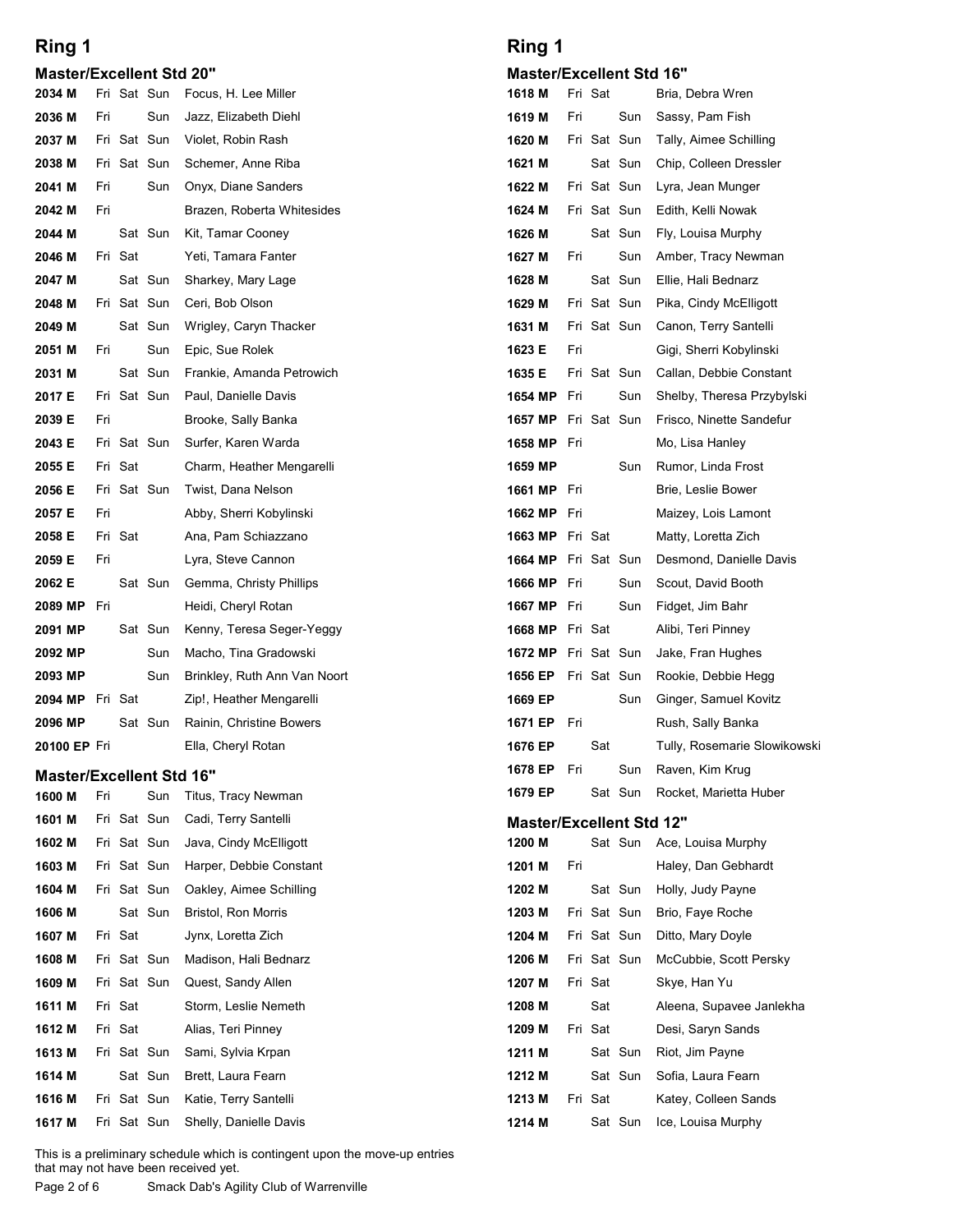## Ring 1

### Master/Excellent Std 20"

| Armband | Fri | Sat | Sun | Dog, Handler |
|---|---|---|---|---|
| 2034 M | Fri | Sat | Sun | Focus, H. Lee Miller |
| 2036 M | Fri | | Sun | Jazz, Elizabeth Diehl |
| 2037 M | Fri | Sat | Sun | Violet, Robin Rash |
| 2038 M | Fri | Sat | Sun | Schemer, Anne Riba |
| 2041 M | Fri | | Sun | Onyx, Diane Sanders |
| 2042 M | Fri | | | Brazen, Roberta Whitesides |
| 2044 M | | Sat | Sun | Kit, Tamar Cooney |
| 2046 M | Fri | Sat | | Yeti, Tamara Fanter |
| 2047 M | | Sat | Sun | Sharkey, Mary Lage |
| 2048 M | Fri | Sat | Sun | Ceri, Bob Olson |
| 2049 M | | Sat | Sun | Wrigley, Caryn Thacker |
| 2051 M | Fri | | Sun | Epic, Sue Rolek |
| 2031 M | | Sat | Sun | Frankie, Amanda Petrowich |
| 2017 E | Fri | Sat | Sun | Paul, Danielle Davis |
| 2039 E | Fri | | | Brooke, Sally Banka |
| 2043 E | Fri | Sat | Sun | Surfer, Karen Warda |
| 2055 E | Fri | Sat | | Charm, Heather Mengarelli |
| 2056 E | Fri | Sat | Sun | Twist, Dana Nelson |
| 2057 E | Fri | | | Abby, Sherri Kobylinski |
| 2058 E | Fri | Sat | | Ana, Pam Schiazzano |
| 2059 E | Fri | | | Lyra, Steve Cannon |
| 2062 E | | Sat | Sun | Gemma, Christy Phillips |
| 2089 MP | Fri | | | Heidi, Cheryl Rotan |
| 2091 MP | | Sat | Sun | Kenny, Teresa Seger-Yeggy |
| 2092 MP | | | Sun | Macho, Tina Gradowski |
| 2093 MP | | | Sun | Brinkley, Ruth Ann Van Noort |
| 2094 MP | Fri | Sat | | Zip!, Heather Mengarelli |
| 2096 MP | | Sat | Sun | Rainin, Christine Bowers |
| 20100 EP | Fri | | | Ella, Cheryl Rotan |

### Master/Excellent Std 16"

| Armband | Fri | Sat | Sun | Dog, Handler |
|---|---|---|---|---|
| 1600 M | Fri | | Sun | Titus, Tracy Newman |
| 1601 M | Fri | Sat | Sun | Cadi, Terry Santelli |
| 1602 M | Fri | Sat | Sun | Java, Cindy McElligott |
| 1603 M | Fri | Sat | Sun | Harper, Debbie Constant |
| 1604 M | Fri | Sat | Sun | Oakley, Aimee Schilling |
| 1606 M | | Sat | Sun | Bristol, Ron Morris |
| 1607 M | Fri | Sat | | Jynx, Loretta Zich |
| 1608 M | Fri | Sat | Sun | Madison, Hali Bednarz |
| 1609 M | Fri | Sat | Sun | Quest, Sandy Allen |
| 1611 M | Fri | Sat | | Storm, Leslie Nemeth |
| 1612 M | Fri | Sat | | Alias, Teri Pinney |
| 1613 M | Fri | Sat | Sun | Sami, Sylvia Krpan |
| 1614 M | | Sat | Sun | Brett, Laura Fearn |
| 1616 M | Fri | Sat | Sun | Katie, Terry Santelli |
| 1617 M | Fri | Sat | Sun | Shelly, Danielle Davis |

## Ring 1

### Master/Excellent Std 16"

| Armband | Fri | Sat | Sun | Dog, Handler |
|---|---|---|---|---|
| 1618 M | Fri | Sat | | Bria, Debra Wren |
| 1619 M | Fri | | Sun | Sassy, Pam Fish |
| 1620 M | Fri | Sat | Sun | Tally, Aimee Schilling |
| 1621 M | | Sat | Sun | Chip, Colleen Dressler |
| 1622 M | Fri | Sat | Sun | Lyra, Jean Munger |
| 1624 M | Fri | Sat | Sun | Edith, Kelli Nowak |
| 1626 M | | Sat | Sun | Fly, Louisa Murphy |
| 1627 M | Fri | | Sun | Amber, Tracy Newman |
| 1628 M | | Sat | Sun | Ellie, Hali Bednarz |
| 1629 M | Fri | Sat | Sun | Pika, Cindy McElligott |
| 1631 M | Fri | Sat | Sun | Canon, Terry Santelli |
| 1623 E | Fri | | | Gigi, Sherri Kobylinski |
| 1635 E | Fri | Sat | Sun | Callan, Debbie Constant |
| 1654 MP | Fri | | Sun | Shelby, Theresa Przybylski |
| 1657 MP | Fri | Sat | Sun | Frisco, Ninette Sandefur |
| 1658 MP | Fri | | | Mo, Lisa Hanley |
| 1659 MP | | | Sun | Rumor, Linda Frost |
| 1661 MP | Fri | | | Brie, Leslie Bower |
| 1662 MP | Fri | | | Maizey, Lois Lamont |
| 1663 MP | Fri | Sat | | Matty, Loretta Zich |
| 1664 MP | Fri | Sat | Sun | Desmond, Danielle Davis |
| 1666 MP | Fri | | Sun | Scout, David Booth |
| 1667 MP | Fri | | Sun | Fidget, Jim Bahr |
| 1668 MP | Fri | Sat | | Alibi, Teri Pinney |
| 1672 MP | Fri | Sat | Sun | Jake, Fran Hughes |
| 1656 EP | Fri | Sat | Sun | Rookie, Debbie Hegg |
| 1669 EP | | | Sun | Ginger, Samuel Kovitz |
| 1671 EP | Fri | | | Rush, Sally Banka |
| 1676 EP | | Sat | | Tully, Rosemarie Slowikowski |
| 1678 EP | Fri | | Sun | Raven, Kim Krug |
| 1679 EP | | Sat | Sun | Rocket, Marietta Huber |

### Master/Excellent Std 12"

| Armband | Fri | Sat | Sun | Dog, Handler |
|---|---|---|---|---|
| 1200 M | | Sat | Sun | Ace, Louisa Murphy |
| 1201 M | Fri | | | Haley, Dan Gebhardt |
| 1202 M | | Sat | Sun | Holly, Judy Payne |
| 1203 M | Fri | Sat | Sun | Brio, Faye Roche |
| 1204 M | Fri | Sat | Sun | Ditto, Mary Doyle |
| 1206 M | Fri | Sat | Sun | McCubbie, Scott Persky |
| 1207 M | Fri | Sat | | Skye, Han Yu |
| 1208 M | | Sat | | Aleena, Supavee Janlekha |
| 1209 M | Fri | Sat | | Desi, Saryn Sands |
| 1211 M | | Sat | Sun | Riot, Jim Payne |
| 1212 M | | Sat | Sun | Sofia, Laura Fearn |
| 1213 M | Fri | Sat | | Katey, Colleen Sands |
| 1214 M | | Sat | Sun | Ice, Louisa Murphy |

This is a preliminary schedule which is contingent upon the move-up entries that may not have been received yet.

Smack Dab's Agility Club of Warrenville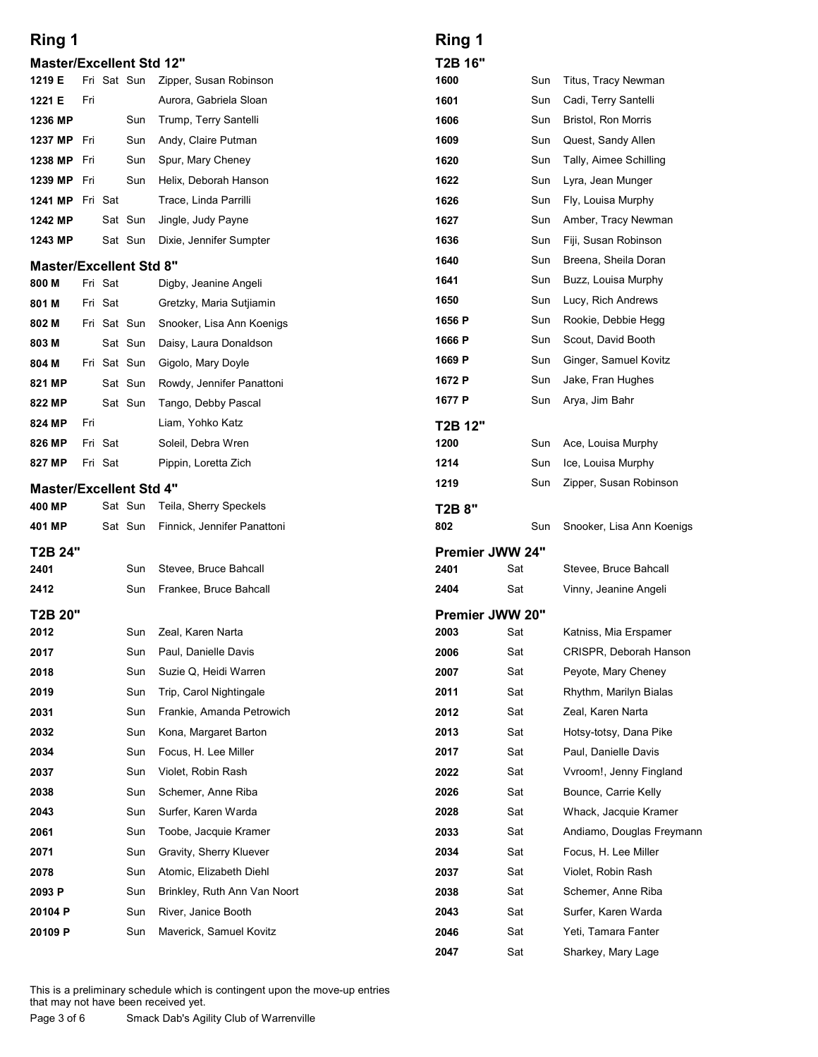## Ring 1

### Master/Excellent Std 12"

| | | | | |
|---|---|---|---|---|
| 1219 E | Fri | Sat | Sun | Zipper, Susan Robinson |
| 1221 E | Fri | | | Aurora, Gabriela Sloan |
| 1236 MP | | | Sun | Trump, Terry Santelli |
| 1237 MP | Fri | | Sun | Andy, Claire Putman |
| 1238 MP | Fri | | Sun | Spur, Mary Cheney |
| 1239 MP | Fri | | Sun | Helix, Deborah Hanson |
| 1241 MP | Fri | Sat | | Trace, Linda Parrilli |
| 1242 MP | | Sat | Sun | Jingle, Judy Payne |
| 1243 MP | | Sat | Sun | Dixie, Jennifer Sumpter |

### Master/Excellent Std 8"

| | | | | |
|---|---|---|---|---|
| 800 M | Fri | Sat | | Digby, Jeanine Angeli |
| 801 M | Fri | Sat | | Gretzky, Maria Sutjiamin |
| 802 M | Fri | Sat | Sun | Snooker, Lisa Ann Koenigs |
| 803 M | | Sat | Sun | Daisy, Laura Donaldson |
| 804 M | Fri | Sat | Sun | Gigolo, Mary Doyle |
| 821 MP | | Sat | Sun | Rowdy, Jennifer Panattoni |
| 822 MP | | Sat | Sun | Tango, Debby Pascal |
| 824 MP | Fri | | | Liam, Yohko Katz |
| 826 MP | Fri | Sat | | Soleil, Debra Wren |
| 827 MP | Fri | Sat | | Pippin, Loretta Zich |

### Master/Excellent Std 4"

| | | | | |
|---|---|---|---|---|
| 400 MP | | Sat | Sun | Teila, Sherry Speckels |
| 401 MP | | Sat | Sun | Finnick, Jennifer Panattoni |

### T2B 24"

| | | |
|---|---|---|
| 2401 | Sun | Stevee, Bruce Bahcall |
| 2412 | Sun | Frankee, Bruce Bahcall |

### T2B 20"

| | | |
|---|---|---|
| 2012 | Sun | Zeal, Karen Narta |
| 2017 | Sun | Paul, Danielle Davis |
| 2018 | Sun | Suzie Q, Heidi Warren |
| 2019 | Sun | Trip, Carol Nightingale |
| 2031 | Sun | Frankie, Amanda Petrowich |
| 2032 | Sun | Kona, Margaret Barton |
| 2034 | Sun | Focus, H. Lee Miller |
| 2037 | Sun | Violet, Robin Rash |
| 2038 | Sun | Schemer, Anne Riba |
| 2043 | Sun | Surfer, Karen Warda |
| 2061 | Sun | Toobe, Jacquie Kramer |
| 2071 | Sun | Gravity, Sherry Kluever |
| 2078 | Sun | Atomic, Elizabeth Diehl |
| 2093 P | Sun | Brinkley, Ruth Ann Van Noort |
| 20104 P | Sun | River, Janice Booth |
| 20109 P | Sun | Maverick, Samuel Kovitz |

## Ring 1

### T2B 16"

| | | |
|---|---|---|
| 1600 | Sun | Titus, Tracy Newman |
| 1601 | Sun | Cadi, Terry Santelli |
| 1606 | Sun | Bristol, Ron Morris |
| 1609 | Sun | Quest, Sandy Allen |
| 1620 | Sun | Tally, Aimee Schilling |
| 1622 | Sun | Lyra, Jean Munger |
| 1626 | Sun | Fly, Louisa Murphy |
| 1627 | Sun | Amber, Tracy Newman |
| 1636 | Sun | Fiji, Susan Robinson |
| 1640 | Sun | Breena, Sheila Doran |
| 1641 | Sun | Buzz, Louisa Murphy |
| 1650 | Sun | Lucy, Rich Andrews |
| 1656 P | Sun | Rookie, Debbie Hegg |
| 1666 P | Sun | Scout, David Booth |
| 1669 P | Sun | Ginger, Samuel Kovitz |
| 1672 P | Sun | Jake, Fran Hughes |
| 1677 P | Sun | Arya, Jim Bahr |

### T2B 12"

| | | |
|---|---|---|
| 1200 | Sun | Ace, Louisa Murphy |
| 1214 | Sun | Ice, Louisa Murphy |
| 1219 | Sun | Zipper, Susan Robinson |

### T2B 8"

| | | |
|---|---|---|
| 802 | Sun | Snooker, Lisa Ann Koenigs |

### Premier JWW 24"

| | | |
|---|---|---|
| 2401 | Sat | Stevee, Bruce Bahcall |
| 2404 | Sat | Vinny, Jeanine Angeli |

### Premier JWW 20"

| | | |
|---|---|---|
| 2003 | Sat | Katniss, Mia Erspamer |
| 2006 | Sat | CRISPR, Deborah Hanson |
| 2007 | Sat | Peyote, Mary Cheney |
| 2011 | Sat | Rhythm, Marilyn Bialas |
| 2012 | Sat | Zeal, Karen Narta |
| 2013 | Sat | Hotsy-totsy, Dana Pike |
| 2017 | Sat | Paul, Danielle Davis |
| 2022 | Sat | Vvroom!, Jenny Fingland |
| 2026 | Sat | Bounce, Carrie Kelly |
| 2028 | Sat | Whack, Jacquie Kramer |
| 2033 | Sat | Andiamo, Douglas Freymann |
| 2034 | Sat | Focus, H. Lee Miller |
| 2037 | Sat | Violet, Robin Rash |
| 2038 | Sat | Schemer, Anne Riba |
| 2043 | Sat | Surfer, Karen Warda |
| 2046 | Sat | Yeti, Tamara Fanter |
| 2047 | Sat | Sharkey, Mary Lage |

This is a preliminary schedule which is contingent upon the move-up entries that may not have been received yet.

Smack Dab's Agility Club of Warrenville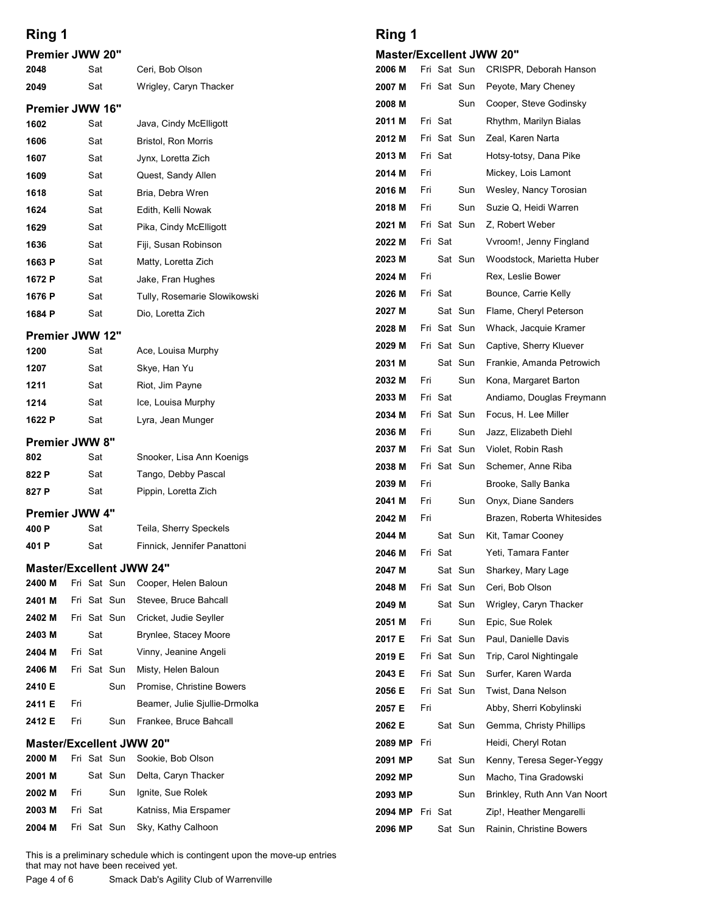## Ring 1

### Premier JWW 20"

| | | | |
|---|---|---|---|
| 2048 | | Sat | Ceri, Bob Olson |
| 2049 | | Sat | Wrigley, Caryn Thacker |

### Premier JWW 16"

| | | | |
|---|---|---|---|
| 1602 | | Sat | Java, Cindy McElligott |
| 1606 | | Sat | Bristol, Ron Morris |
| 1607 | | Sat | Jynx, Loretta Zich |
| 1609 | | Sat | Quest, Sandy Allen |
| 1618 | | Sat | Bria, Debra Wren |
| 1624 | | Sat | Edith, Kelli Nowak |
| 1629 | | Sat | Pika, Cindy McElligott |
| 1636 | | Sat | Fiji, Susan Robinson |
| 1663 P | | Sat | Matty, Loretta Zich |
| 1672 P | | Sat | Jake, Fran Hughes |
| 1676 P | | Sat | Tully, Rosemarie Slowikowski |
| 1684 P | | Sat | Dio, Loretta Zich |

### Premier JWW 12"

| | | | |
|---|---|---|---|
| 1200 | | Sat | Ace, Louisa Murphy |
| 1207 | | Sat | Skye, Han Yu |
| 1211 | | Sat | Riot, Jim Payne |
| 1214 | | Sat | Ice, Louisa Murphy |
| 1622 P | | Sat | Lyra, Jean Munger |

### Premier JWW 8"

| | | | |
|---|---|---|---|
| 802 | | Sat | Snooker, Lisa Ann Koenigs |
| 822 P | | Sat | Tango, Debby Pascal |
| 827 P | | Sat | Pippin, Loretta Zich |

### Premier JWW 4"

| | | | |
|---|---|---|---|
| 400 P | | Sat | Teila, Sherry Speckels |
| 401 P | | Sat | Finnick, Jennifer Panattoni |

### Master/Excellent JWW 24"

| | | | | |
|---|---|---|---|---|
| 2400 M | Fri | Sat | Sun | Cooper, Helen Baloun |
| 2401 M | Fri | Sat | Sun | Stevee, Bruce Bahcall |
| 2402 M | Fri | Sat | Sun | Cricket, Judie Seyller |
| 2403 M | | Sat | | Brynlee, Stacey Moore |
| 2404 M | Fri | Sat | | Vinny, Jeanine Angeli |
| 2406 M | Fri | Sat | Sun | Misty, Helen Baloun |
| 2410 E | | | Sun | Promise, Christine Bowers |
| 2411 E | Fri | | | Beamer, Julie Sjullie-Drmolka |
| 2412 E | Fri | | Sun | Frankee, Bruce Bahcall |

### Master/Excellent JWW 20"

| | | | | |
|---|---|---|---|---|
| 2000 M | Fri | Sat | Sun | Sookie, Bob Olson |
| 2001 M | | Sat | Sun | Delta, Caryn Thacker |
| 2002 M | Fri | | Sun | Ignite, Sue Rolek |
| 2003 M | Fri | Sat | | Katniss, Mia Erspamer |
| 2004 M | Fri | Sat | Sun | Sky, Kathy Calhoon |
| 2006 M | Fri | Sat | Sun | CRISPR, Deborah Hanson |
| 2007 M | Fri | Sat | Sun | Peyote, Mary Cheney |
| 2008 M | | | Sun | Cooper, Steve Godinsky |
| 2011 M | Fri | Sat | | Rhythm, Marilyn Bialas |
| 2012 M | Fri | Sat | Sun | Zeal, Karen Narta |
| 2013 M | Fri | Sat | | Hotsy-totsy, Dana Pike |
| 2014 M | Fri | | | Mickey, Lois Lamont |
| 2016 M | Fri | | Sun | Wesley, Nancy Torosian |
| 2018 M | Fri | | Sun | Suzie Q, Heidi Warren |
| 2021 M | Fri | Sat | Sun | Z, Robert Weber |
| 2022 M | Fri | Sat | | Vvroom!, Jenny Fingland |
| 2023 M | | Sat | Sun | Woodstock, Marietta Huber |
| 2024 M | Fri | | | Rex, Leslie Bower |
| 2026 M | Fri | Sat | | Bounce, Carrie Kelly |
| 2027 M | | Sat | Sun | Flame, Cheryl Peterson |
| 2028 M | Fri | Sat | Sun | Whack, Jacquie Kramer |
| 2029 M | Fri | Sat | Sun | Captive, Sherry Kluever |
| 2031 M | | Sat | Sun | Frankie, Amanda Petrowich |
| 2032 M | Fri | | Sun | Kona, Margaret Barton |
| 2033 M | Fri | Sat | | Andiamo, Douglas Freymann |
| 2034 M | Fri | Sat | Sun | Focus, H. Lee Miller |
| 2036 M | Fri | | Sun | Jazz, Elizabeth Diehl |
| 2037 M | Fri | Sat | Sun | Violet, Robin Rash |
| 2038 M | Fri | Sat | Sun | Schemer, Anne Riba |
| 2039 M | Fri | | | Brooke, Sally Banka |
| 2041 M | Fri | | Sun | Onyx, Diane Sanders |
| 2042 M | Fri | | | Brazen, Roberta Whitesides |
| 2044 M | | Sat | Sun | Kit, Tamar Cooney |
| 2046 M | Fri | Sat | | Yeti, Tamara Fanter |
| 2047 M | | Sat | Sun | Sharkey, Mary Lage |
| 2048 M | Fri | Sat | Sun | Ceri, Bob Olson |
| 2049 M | | Sat | Sun | Wrigley, Caryn Thacker |
| 2051 M | Fri | | Sun | Epic, Sue Rolek |
| 2017 E | Fri | Sat | Sun | Paul, Danielle Davis |
| 2019 E | Fri | Sat | Sun | Trip, Carol Nightingale |
| 2043 E | Fri | Sat | Sun | Surfer, Karen Warda |
| 2056 E | Fri | Sat | Sun | Twist, Dana Nelson |
| 2057 E | Fri | | | Abby, Sherri Kobylinski |
| 2062 E | | Sat | Sun | Gemma, Christy Phillips |
| 2089 MP | Fri | | | Heidi, Cheryl Rotan |
| 2091 MP | | Sat | Sun | Kenny, Teresa Seger-Yeggy |
| 2092 MP | | | Sun | Macho, Tina Gradowski |
| 2093 MP | | | Sun | Brinkley, Ruth Ann Van Noort |
| 2094 MP | Fri | Sat | | Zip!, Heather Mengarelli |
| 2096 MP | | Sat | Sun | Rainin, Christine Bowers |

This is a preliminary schedule which is contingent upon the move-up entries that may not have been received yet.

Smack Dab's Agility Club of Warrenville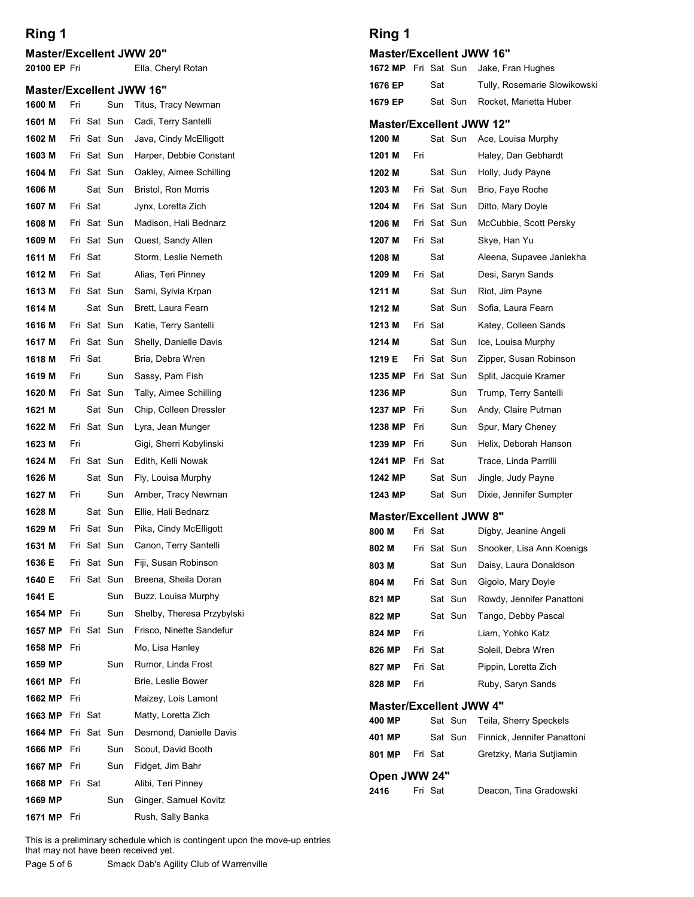## Ring 1

### Master/Excellent JWW 20"

| Armband | Fri | Sat | Sun | Dog, Handler |
|---|---|---|---|---|
| 20100 EP | Fri | | | Ella, Cheryl Rotan |

### Master/Excellent JWW 16"

| Armband | Fri | Sat | Sun | Dog, Handler |
|---|---|---|---|---|
| 1600 M | Fri | | Sun | Titus, Tracy Newman |
| 1601 M | Fri | Sat | Sun | Cadi, Terry Santelli |
| 1602 M | Fri | Sat | Sun | Java, Cindy McElligott |
| 1603 M | Fri | Sat | Sun | Harper, Debbie Constant |
| 1604 M | Fri | Sat | Sun | Oakley, Aimee Schilling |
| 1606 M | | Sat | Sun | Bristol, Ron Morris |
| 1607 M | Fri | Sat | | Jynx, Loretta Zich |
| 1608 M | Fri | Sat | Sun | Madison, Hali Bednarz |
| 1609 M | Fri | Sat | Sun | Quest, Sandy Allen |
| 1611 M | Fri | Sat | | Storm, Leslie Nemeth |
| 1612 M | Fri | Sat | | Alias, Teri Pinney |
| 1613 M | Fri | Sat | Sun | Sami, Sylvia Krpan |
| 1614 M | | Sat | Sun | Brett, Laura Fearn |
| 1616 M | Fri | Sat | Sun | Katie, Terry Santelli |
| 1617 M | Fri | Sat | Sun | Shelly, Danielle Davis |
| 1618 M | Fri | Sat | | Bria, Debra Wren |
| 1619 M | Fri | | Sun | Sassy, Pam Fish |
| 1620 M | Fri | Sat | Sun | Tally, Aimee Schilling |
| 1621 M | | Sat | Sun | Chip, Colleen Dressler |
| 1622 M | Fri | Sat | Sun | Lyra, Jean Munger |
| 1623 M | Fri | | | Gigi, Sherri Kobylinski |
| 1624 M | Fri | Sat | Sun | Edith, Kelli Nowak |
| 1626 M | | Sat | Sun | Fly, Louisa Murphy |
| 1627 M | Fri | | Sun | Amber, Tracy Newman |
| 1628 M | | Sat | Sun | Ellie, Hali Bednarz |
| 1629 M | Fri | Sat | Sun | Pika, Cindy McElligott |
| 1631 M | Fri | Sat | Sun | Canon, Terry Santelli |
| 1636 E | Fri | Sat | Sun | Fiji, Susan Robinson |
| 1640 E | Fri | Sat | Sun | Breena, Sheila Doran |
| 1641 E | | | Sun | Buzz, Louisa Murphy |
| 1654 MP | Fri | | Sun | Shelby, Theresa Przybylski |
| 1657 MP | Fri | Sat | Sun | Frisco, Ninette Sandefur |
| 1658 MP | Fri | | | Mo, Lisa Hanley |
| 1659 MP | | | Sun | Rumor, Linda Frost |
| 1661 MP | Fri | | | Brie, Leslie Bower |
| 1662 MP | Fri | | | Maizey, Lois Lamont |
| 1663 MP | Fri | Sat | | Matty, Loretta Zich |
| 1664 MP | Fri | Sat | Sun | Desmond, Danielle Davis |
| 1666 MP | Fri | | Sun | Scout, David Booth |
| 1667 MP | Fri | | Sun | Fidget, Jim Bahr |
| 1668 MP | Fri | Sat | | Alibi, Teri Pinney |
| 1669 MP | | | Sun | Ginger, Samuel Kovitz |
| 1671 MP | Fri | | | Rush, Sally Banka |
| 1672 MP | Fri | Sat | Sun | Jake, Fran Hughes |
| 1676 EP | | Sat | | Tully, Rosemarie Slowikowski |
| 1679 EP | | Sat | Sun | Rocket, Marietta Huber |

### Master/Excellent JWW 12"

| Armband | Fri | Sat | Sun | Dog, Handler |
|---|---|---|---|---|
| 1200 M | | Sat | Sun | Ace, Louisa Murphy |
| 1201 M | Fri | | | Haley, Dan Gebhardt |
| 1202 M | | Sat | Sun | Holly, Judy Payne |
| 1203 M | Fri | Sat | Sun | Brio, Faye Roche |
| 1204 M | Fri | Sat | Sun | Ditto, Mary Doyle |
| 1206 M | Fri | Sat | Sun | McCubbie, Scott Persky |
| 1207 M | Fri | Sat | | Skye, Han Yu |
| 1208 M | | Sat | | Aleena, Supavee Janlekha |
| 1209 M | Fri | Sat | | Desi, Saryn Sands |
| 1211 M | | Sat | Sun | Riot, Jim Payne |
| 1212 M | | Sat | Sun | Sofia, Laura Fearn |
| 1213 M | Fri | Sat | | Katey, Colleen Sands |
| 1214 M | | Sat | Sun | Ice, Louisa Murphy |
| 1219 E | Fri | Sat | Sun | Zipper, Susan Robinson |
| 1235 MP | Fri | Sat | Sun | Split, Jacquie Kramer |
| 1236 MP | | | Sun | Trump, Terry Santelli |
| 1237 MP | Fri | | Sun | Andy, Claire Putman |
| 1238 MP | Fri | | Sun | Spur, Mary Cheney |
| 1239 MP | Fri | | Sun | Helix, Deborah Hanson |
| 1241 MP | Fri | Sat | | Trace, Linda Parrilli |
| 1242 MP | | Sat | Sun | Jingle, Judy Payne |
| 1243 MP | | Sat | Sun | Dixie, Jennifer Sumpter |

### Master/Excellent JWW 8"

| Armband | Fri | Sat | Sun | Dog, Handler |
|---|---|---|---|---|
| 800 M | Fri | Sat | | Digby, Jeanine Angeli |
| 802 M | Fri | Sat | Sun | Snooker, Lisa Ann Koenigs |
| 803 M | | Sat | Sun | Daisy, Laura Donaldson |
| 804 M | Fri | Sat | Sun | Gigolo, Mary Doyle |
| 821 MP | | Sat | Sun | Rowdy, Jennifer Panattoni |
| 822 MP | | Sat | Sun | Tango, Debby Pascal |
| 824 MP | Fri | | | Liam, Yohko Katz |
| 826 MP | Fri | Sat | | Soleil, Debra Wren |
| 827 MP | Fri | Sat | | Pippin, Loretta Zich |
| 828 MP | Fri | | | Ruby, Saryn Sands |

### Master/Excellent JWW 4"

| Armband | Fri | Sat | Sun | Dog, Handler |
|---|---|---|---|---|
| 400 MP | | Sat | Sun | Teila, Sherry Speckels |
| 401 MP | | Sat | Sun | Finnick, Jennifer Panattoni |
| 801 MP | Fri | Sat | | Gretzky, Maria Sutjiamin |

### Open JWW 24"

| Armband | Fri | Sat | Sun | Dog, Handler |
|---|---|---|---|---|
| 2416 | Fri | Sat | | Deacon, Tina Gradowski |

This is a preliminary schedule which is contingent upon the move-up entries that may not have been received yet.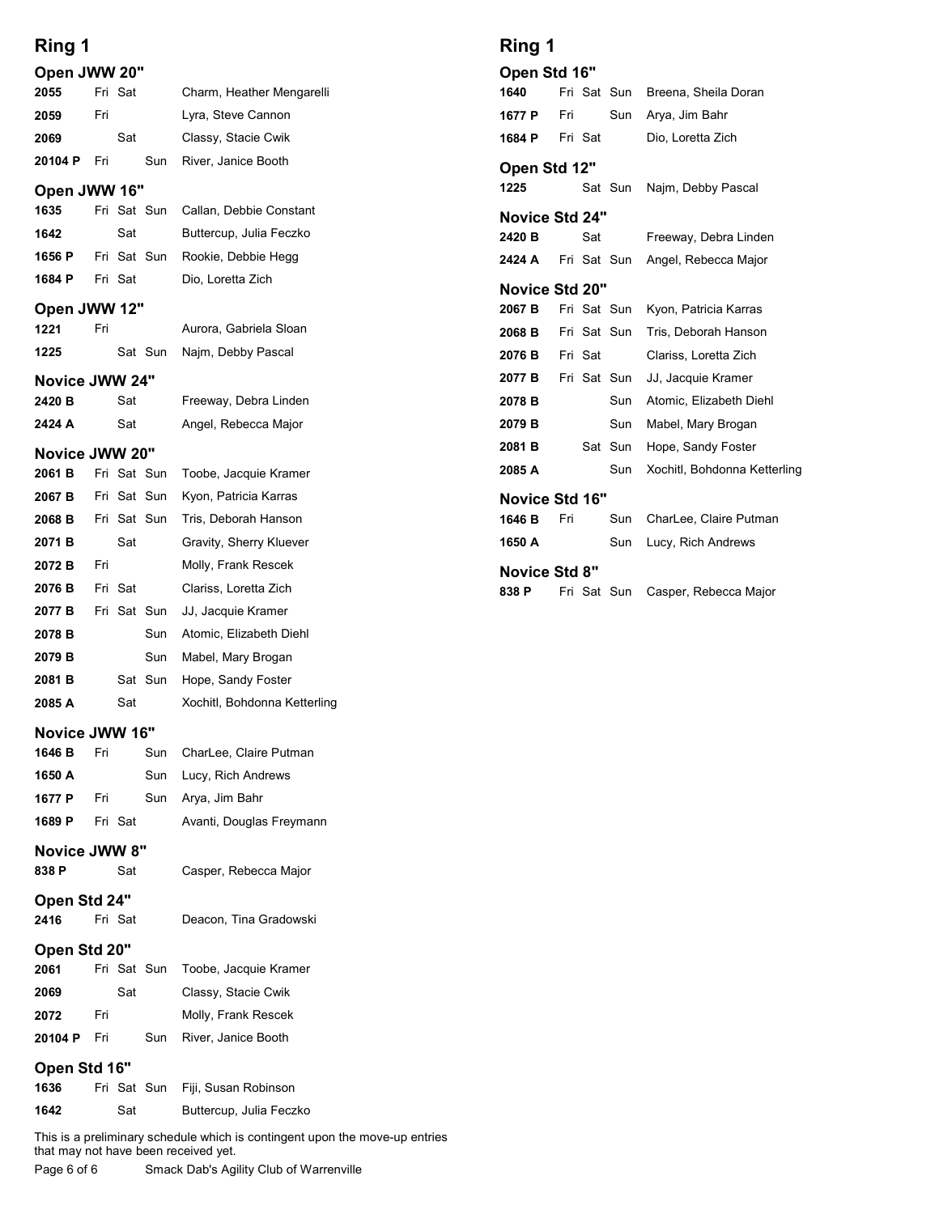## Ring 1

### Open JWW 20"

| | | | | |
|---|---|---|---|---|
| 2055 | Fri | Sat | | Charm, Heather Mengarelli |
| 2059 | Fri | | | Lyra, Steve Cannon |
| 2069 | | Sat | | Classy, Stacie Cwik |
| 20104 P | Fri | | Sun | River, Janice Booth |

### Open JWW 16"

| | | | | |
|---|---|---|---|---|
| 1635 | Fri | Sat | Sun | Callan, Debbie Constant |
| 1642 | | Sat | | Buttercup, Julia Feczko |
| 1656 P | Fri | Sat | Sun | Rookie, Debbie Hegg |
| 1684 P | Fri | Sat | | Dio, Loretta Zich |

### Open JWW 12"

| | | | | |
|---|---|---|---|---|
| 1221 | Fri | | | Aurora, Gabriela Sloan |
| 1225 | | Sat | Sun | Najm, Debby Pascal |

### Novice JWW 24"

| | | | | |
|---|---|---|---|---|
| 2420 B | | Sat | | Freeway, Debra Linden |
| 2424 A | | Sat | | Angel, Rebecca Major |

### Novice JWW 20"

| | | | | |
|---|---|---|---|---|
| 2061 B | Fri | Sat | Sun | Toobe, Jacquie Kramer |
| 2067 B | Fri | Sat | Sun | Kyon, Patricia Karras |
| 2068 B | Fri | Sat | Sun | Tris, Deborah Hanson |
| 2071 B | | Sat | | Gravity, Sherry Kluever |
| 2072 B | Fri | | | Molly, Frank Rescek |
| 2076 B | Fri | Sat | | Clariss, Loretta Zich |
| 2077 B | Fri | Sat | Sun | JJ, Jacquie Kramer |
| 2078 B | | | Sun | Atomic, Elizabeth Diehl |
| 2079 B | | | Sun | Mabel, Mary Brogan |
| 2081 B | | Sat | Sun | Hope, Sandy Foster |
| 2085 A | | Sat | | Xochitl, Bohdonna Ketterling |

### Novice JWW 16"

| | | | | |
|---|---|---|---|---|
| 1646 B | Fri | | Sun | CharLee, Claire Putman |
| 1650 A | | | Sun | Lucy, Rich Andrews |
| 1677 P | Fri | | Sun | Arya, Jim Bahr |
| 1689 P | Fri | Sat | | Avanti, Douglas Freymann |

### Novice JWW 8"

| | | | | |
|---|---|---|---|---|
| 838 P | | Sat | | Casper, Rebecca Major |

### Open Std 24"

| | | | | |
|---|---|---|---|---|
| 2416 | Fri | Sat | | Deacon, Tina Gradowski |

### Open Std 20"

| | | | | |
|---|---|---|---|---|
| 2061 | Fri | Sat | Sun | Toobe, Jacquie Kramer |
| 2069 | | Sat | | Classy, Stacie Cwik |
| 2072 | Fri | | | Molly, Frank Rescek |
| 20104 P | Fri | | Sun | River, Janice Booth |

### Open Std 16"

| | | | | |
|---|---|---|---|---|
| 1636 | Fri | Sat | Sun | Fiji, Susan Robinson |
| 1642 | | Sat | | Buttercup, Julia Feczko |

This is a preliminary schedule which is contingent upon the move-up entries that may not have been received yet.

## Ring 1

### Open Std 16"

| | | | | |
|---|---|---|---|---|
| 1640 | Fri | Sat | Sun | Breena, Sheila Doran |
| 1677 P | Fri | | Sun | Arya, Jim Bahr |
| 1684 P | Fri | Sat | | Dio, Loretta Zich |

### Open Std 12"

| | | | | |
|---|---|---|---|---|
| 1225 | | Sat | Sun | Najm, Debby Pascal |

### Novice Std 24"

| | | | | |
|---|---|---|---|---|
| 2420 B | | Sat | | Freeway, Debra Linden |
| 2424 A | Fri | Sat | Sun | Angel, Rebecca Major |

### Novice Std 20"

| | | | | |
|---|---|---|---|---|
| 2067 B | Fri | Sat | Sun | Kyon, Patricia Karras |
| 2068 B | Fri | Sat | Sun | Tris, Deborah Hanson |
| 2076 B | Fri | Sat | | Clariss, Loretta Zich |
| 2077 B | Fri | Sat | Sun | JJ, Jacquie Kramer |
| 2078 B | | | Sun | Atomic, Elizabeth Diehl |
| 2079 B | | | Sun | Mabel, Mary Brogan |
| 2081 B | | Sat | Sun | Hope, Sandy Foster |
| 2085 A | | | Sun | Xochitl, Bohdonna Ketterling |

### Novice Std 16"

| | | | | |
|---|---|---|---|---|
| 1646 B | Fri | | Sun | CharLee, Claire Putman |
| 1650 A | | | Sun | Lucy, Rich Andrews |

### Novice Std 8"

| | | | | |
|---|---|---|---|---|
| 838 P | Fri | Sat | Sun | Casper, Rebecca Major |